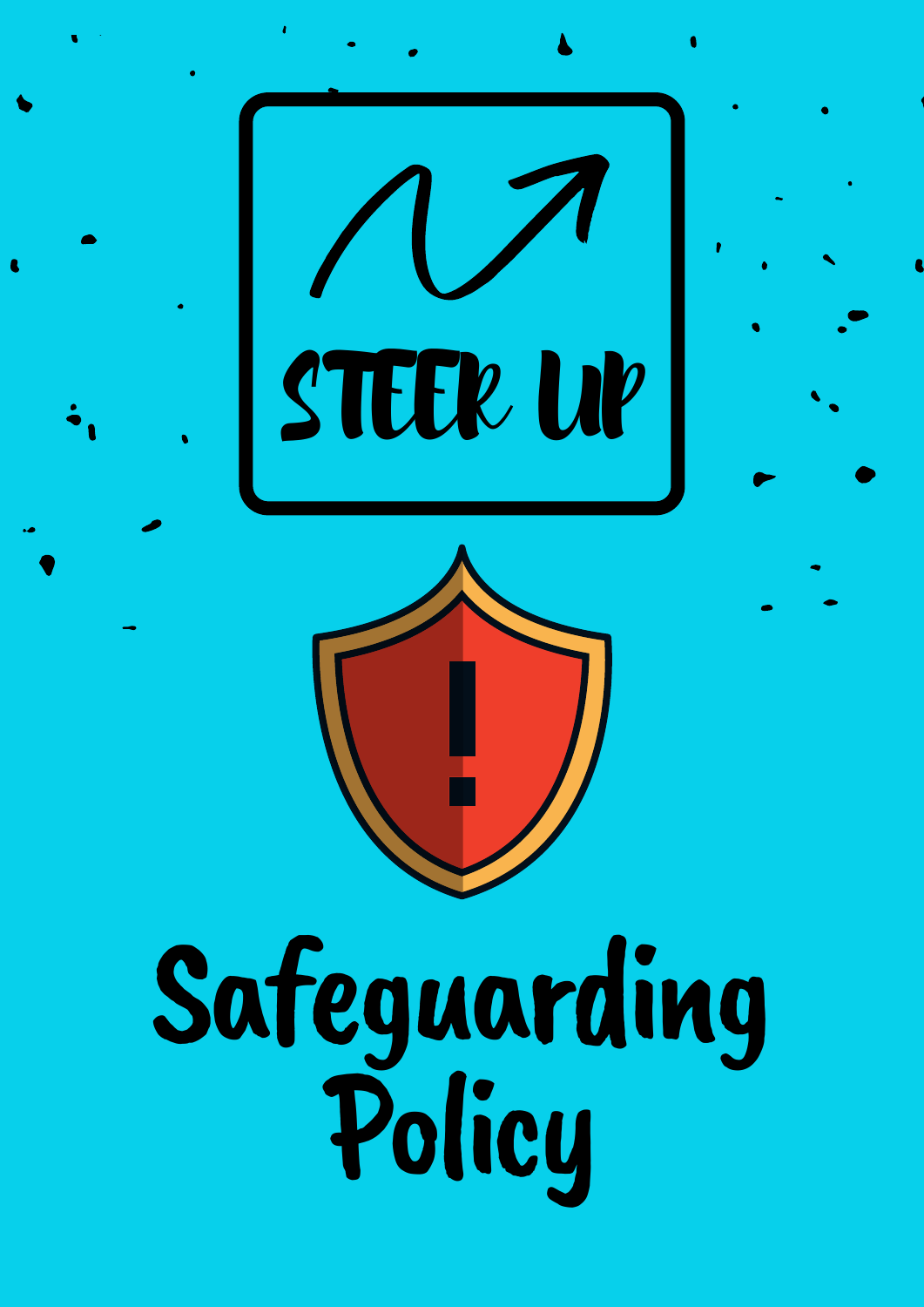STEER UP

# Safeguarding Policy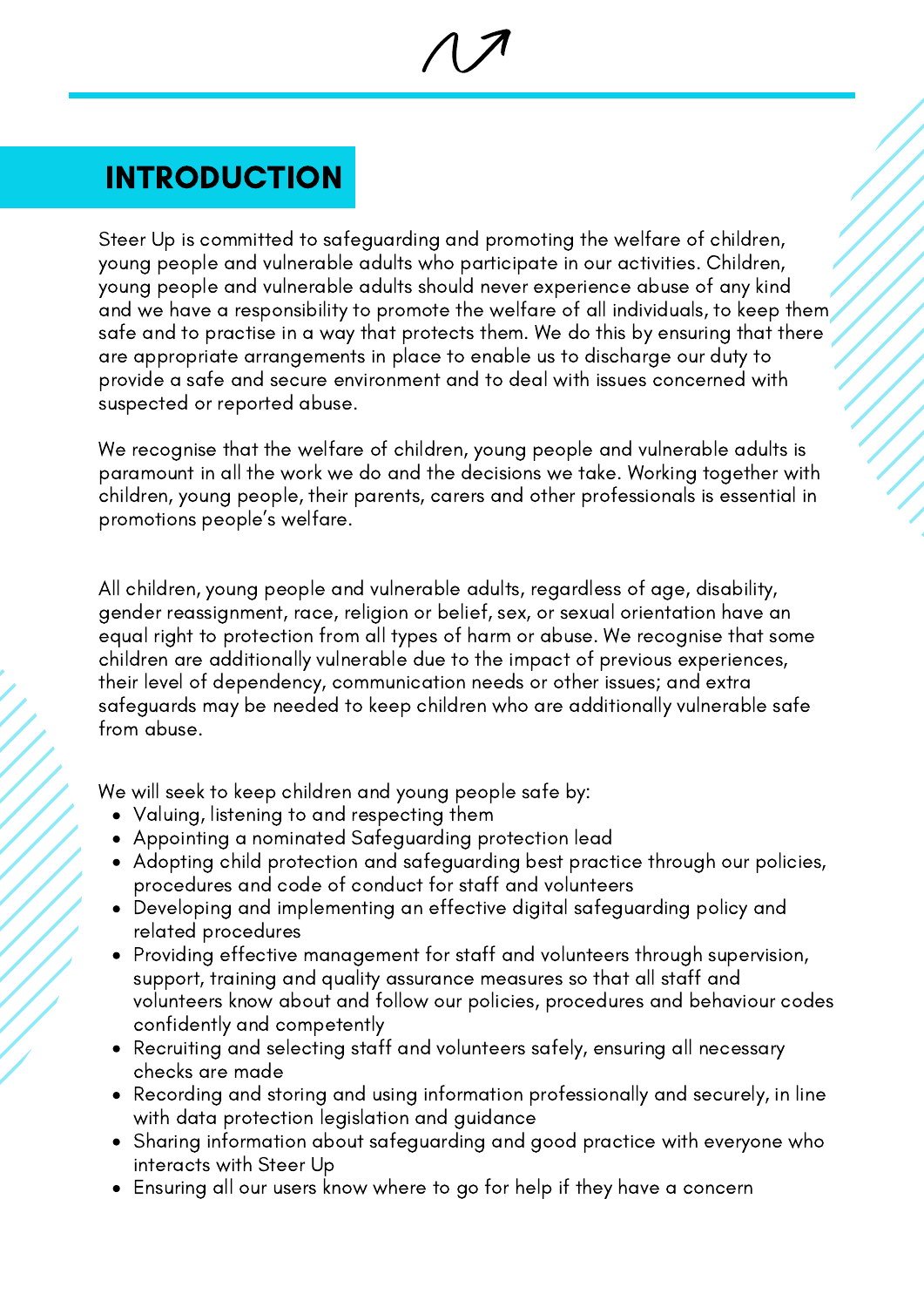## INTRODUCTION

Steer Up is committed to safeguarding and promoting the welfare of children, young people and vulnerable adults who participate in our activities. Children, young people and vulnerable adults should never experience abuse of any kind and we have a responsibility to promote the welfare of all individuals, to keep them safe and to practise in a way that protects them. We do this by ensuring that there are appropriate arrangements in place to enable us to discharge our duty to provide a safe and secure environment and to deal with issues concerned with suspected or reported abuse.

We recognise that the welfare of children, young people and vulnerable adults is paramount in all the work we do and the decisions we take. Working together with children, young people, their parents, carers and other professionals is essential in promotions people's welfare.

All children, young people and vulnerable adults, regardless of age, disability, gender reassignment, race, religion or belief, sex, or sexual orientation have an equal right to protection from all types of harm or abuse. We recognise that some children are additionally vulnerable due to the impact of previous experiences, their level of dependency, communication needs or other issues; and extra safeguards may be needed to keep children who are additionally vulnerable safe from abuse.

We will seek to keep children and young people safe by:

- Valuing, listening to and respecting them
- Appointing a nominated Safeguarding protection lead
- Adopting child protection and safeguarding best practice through our policies, procedures and code of conduct for staff and volunteers
- Developing and implementing an effective digital safeguarding policy and related procedures
- Providing effective management for staff and volunteers through supervision, support, training and quality assurance measures so that all staff and volunteers know about and follow our policies, procedures and behaviour codes confidently and competently
- Recruiting and selecting staff and volunteers safely, ensuring all necessary checks are made
- Recording and storing and using information professionally and securely, in line with data protection legislation and guidance
- Sharing information about safeguarding and good practice with everyone who interacts with Steer Up
- Ensuring all our users know where to go for help if they have a concern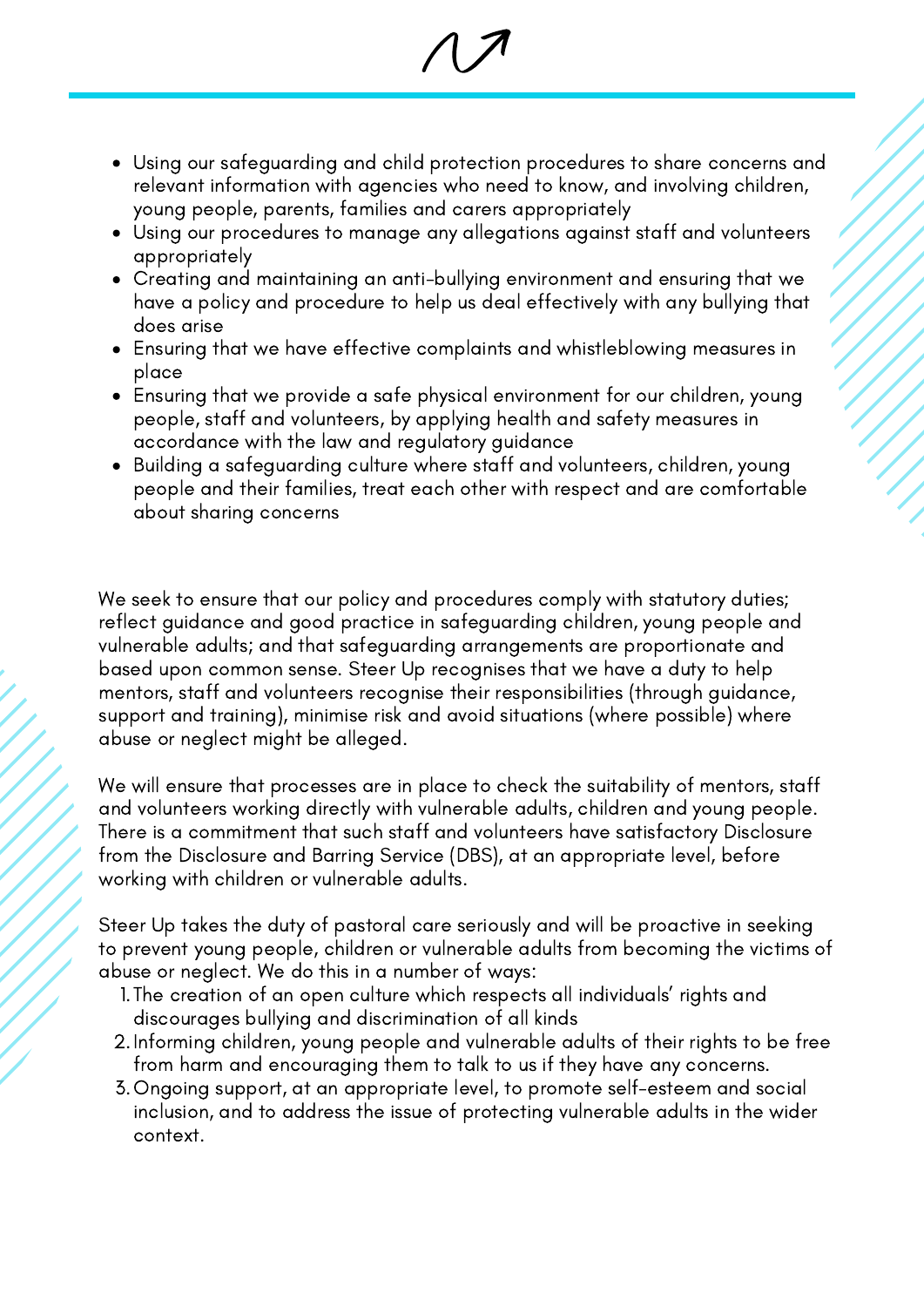- Using our safeguarding and child protection procedures to share concerns and relevant information with agencies who need to know, and involving children, young people, parents, families and carers appropriately
- Using our procedures to manage any allegations against staff and volunteers appropriately
- Creating and maintaining an anti-bullying environment and ensuring that we have a policy and procedure to help us deal effectively with any bullying that does arise
- Ensuring that we have effective complaints and whistleblowing measures in place
- Ensuring that we provide a safe physical environment for our children, young people, staff and volunteers, by applying health and safety measures in accordance with the law and regulatory guidance
- Building a safeguarding culture where staff and volunteers, children, young people and their families, treat each other with respect and are comfortable about sharing concerns

We seek to ensure that our policy and procedures comply with statutory duties; reflect guidance and good practice in safeguarding children, young people and vulnerable adults; and that safeguarding arrangements are proportionate and based upon common sense. Steer Up recognises that we have a duty to help mentors, staff and volunteers recognise their responsibilities (through guidance, support and training), minimise risk and avoid situations (where possible) where abuse or neglect might be alleged.

We will ensure that processes are in place to check the suitability of mentors, staff and volunteers working directly with vulnerable adults, children and young people. There is a commitment that such staff and volunteers have satisfactory Disclosure from the Disclosure and Barring Service (DBS), at an appropriate level, before working with children or vulnerable adults.

Steer Up takes the duty of pastoral care seriously and will be proactive in seeking to prevent young people, children or vulnerable adults from becoming the victims of abuse or neglect. We do this in a number of ways:

1. The creation of an open culture which respects all individuals' rights and discourages bullying and discrimination of all kinds
2. Informing children, young people and vulnerable adults of their rights to be free from harm and encouraging them to talk to us if they have any concerns.
3. Ongoing support, at an appropriate level, to promote self-esteem and social inclusion, and to address the issue of protecting vulnerable adults in the wider context.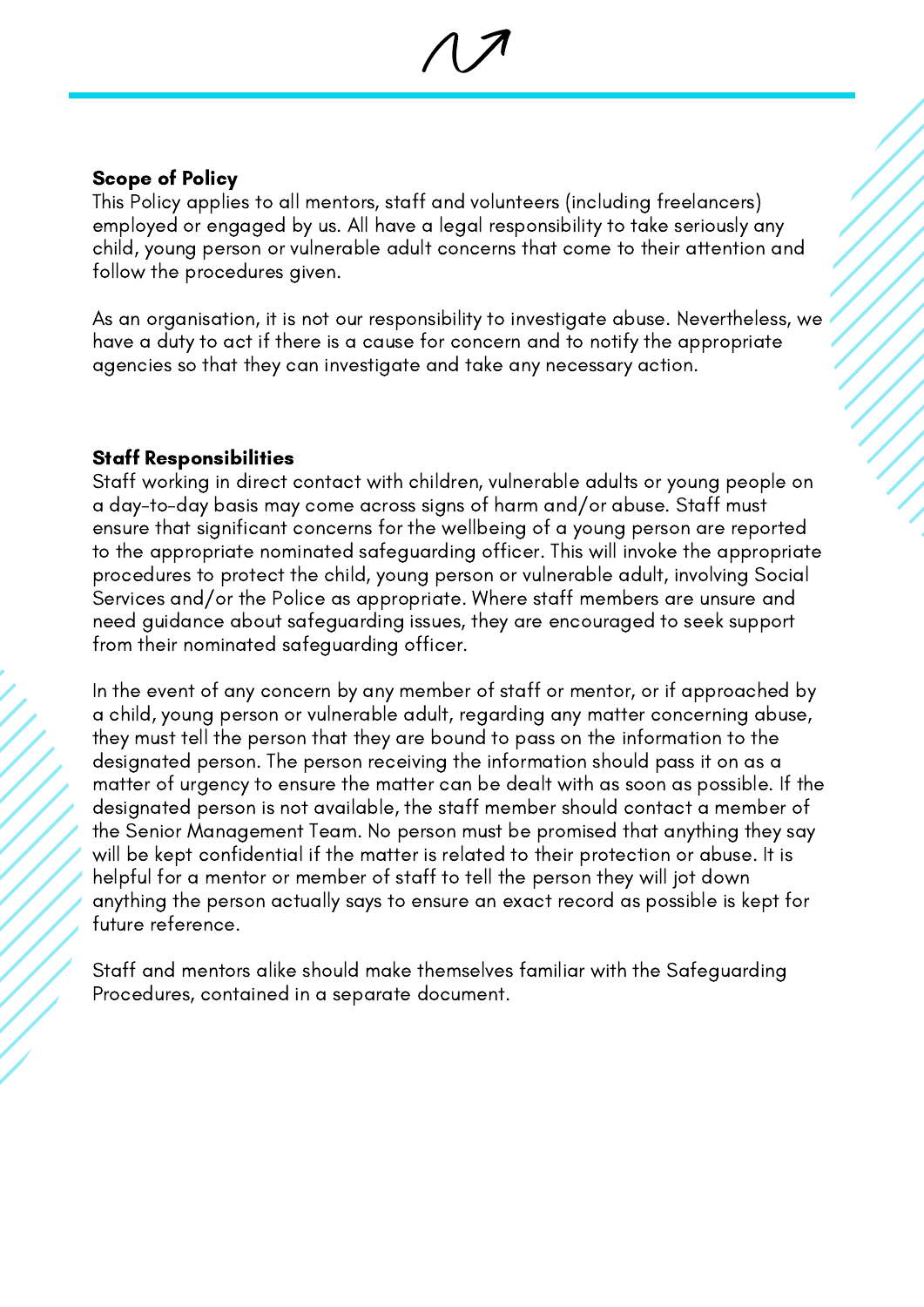**Scope of Policy**
This Policy applies to all mentors, staff and volunteers (including freelancers) employed or engaged by us. All have a legal responsibility to take seriously any child, young person or vulnerable adult concerns that come to their attention and follow the procedures given.

As an organisation, it is not our responsibility to investigate abuse. Nevertheless, we have a duty to act if there is a cause for concern and to notify the appropriate agencies so that they can investigate and take any necessary action.

**Staff Responsibilities**
Staff working in direct contact with children, vulnerable adults or young people on a day-to-day basis may come across signs of harm and/or abuse. Staff must ensure that significant concerns for the wellbeing of a young person are reported to the appropriate nominated safeguarding officer. This will invoke the appropriate procedures to protect the child, young person or vulnerable adult, involving Social Services and/or the Police as appropriate. Where staff members are unsure and need guidance about safeguarding issues, they are encouraged to seek support from their nominated safeguarding officer.

In the event of any concern by any member of staff or mentor, or if approached by a child, young person or vulnerable adult, regarding any matter concerning abuse, they must tell the person that they are bound to pass on the information to the designated person. The person receiving the information should pass it on as a matter of urgency to ensure the matter can be dealt with as soon as possible. If the designated person is not available, the staff member should contact a member of the Senior Management Team. No person must be promised that anything they say will be kept confidential if the matter is related to their protection or abuse. It is helpful for a mentor or member of staff to tell the person they will jot down anything the person actually says to ensure an exact record as possible is kept for future reference.

Staff and mentors alike should make themselves familiar with the Safeguarding Procedures, contained in a separate document.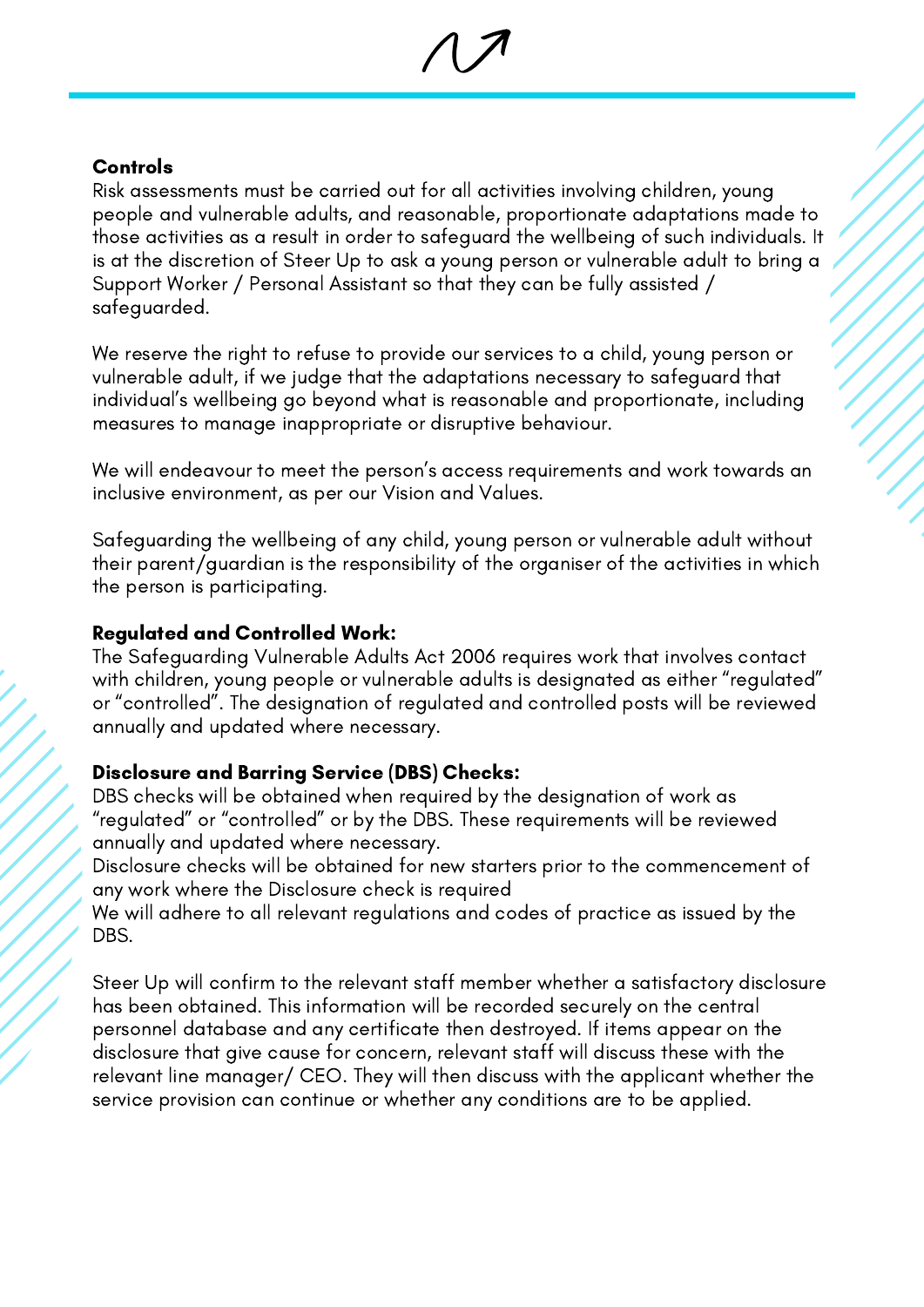**Controls**

Risk assessments must be carried out for all activities involving children, young people and vulnerable adults, and reasonable, proportionate adaptations made to those activities as a result in order to safeguard the wellbeing of such individuals. It is at the discretion of Steer Up to ask a young person or vulnerable adult to bring a Support Worker / Personal Assistant so that they can be fully assisted / safeguarded.

We reserve the right to refuse to provide our services to a child, young person or vulnerable adult, if we judge that the adaptations necessary to safeguard that individual's wellbeing go beyond what is reasonable and proportionate, including measures to manage inappropriate or disruptive behaviour.

We will endeavour to meet the person's access requirements and work towards an inclusive environment, as per our Vision and Values.

Safeguarding the wellbeing of any child, young person or vulnerable adult without their parent/guardian is the responsibility of the organiser of the activities in which the person is participating.

**Regulated and Controlled Work:**

The Safeguarding Vulnerable Adults Act 2006 requires work that involves contact with children, young people or vulnerable adults is designated as either "regulated" or "controlled". The designation of regulated and controlled posts will be reviewed annually and updated where necessary.

**Disclosure and Barring Service (DBS) Checks:**

DBS checks will be obtained when required by the designation of work as "regulated" or "controlled" or by the DBS. These requirements will be reviewed annually and updated where necessary.
Disclosure checks will be obtained for new starters prior to the commencement of any work where the Disclosure check is required
We will adhere to all relevant regulations and codes of practice as issued by the DBS.

Steer Up will confirm to the relevant staff member whether a satisfactory disclosure has been obtained. This information will be recorded securely on the central personnel database and any certificate then destroyed. If items appear on the disclosure that give cause for concern, relevant staff will discuss these with the relevant line manager/ CEO. They will then discuss with the applicant whether the service provision can continue or whether any conditions are to be applied.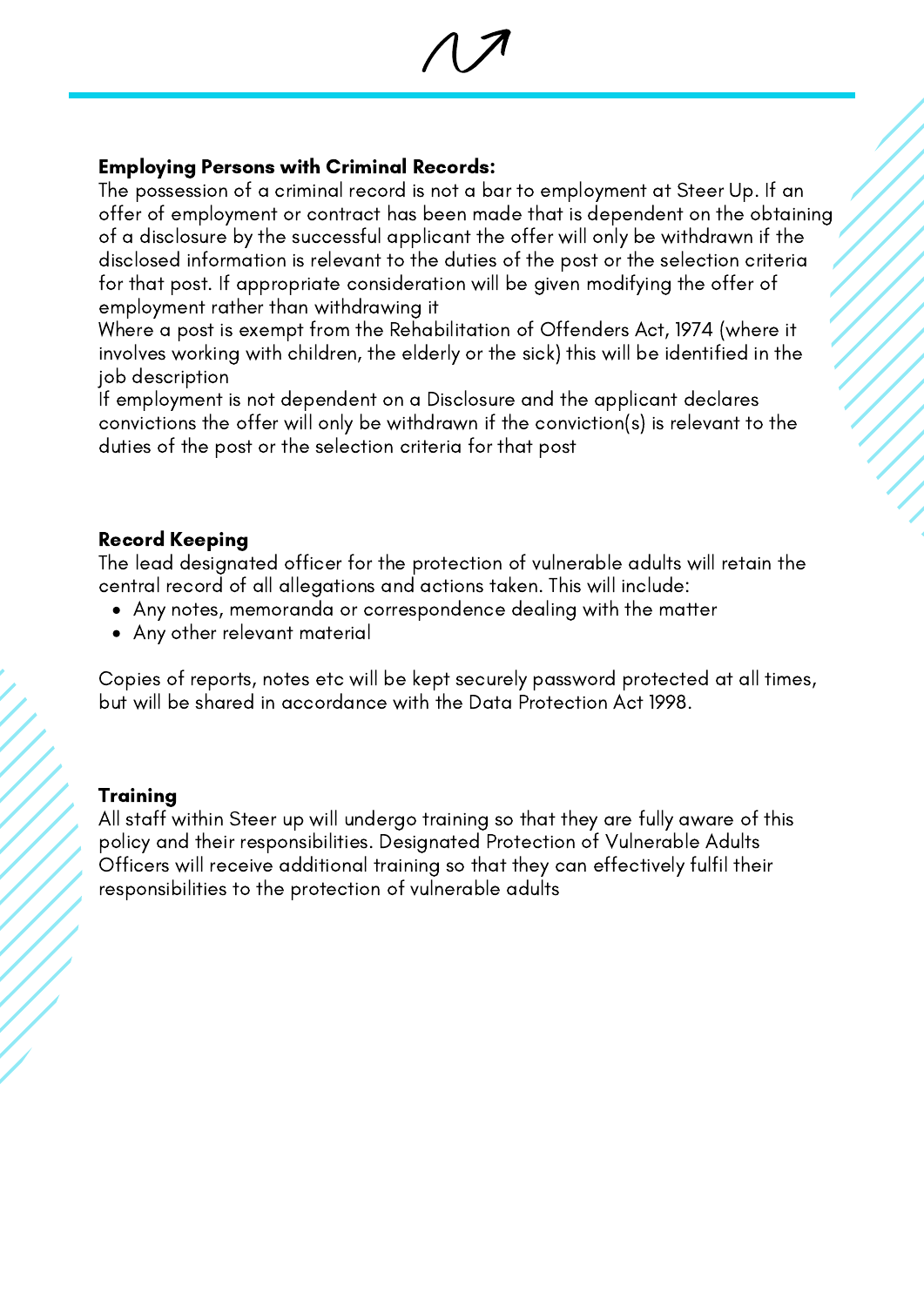**Employing Persons with Criminal Records:**

The possession of a criminal record is not a bar to employment at Steer Up. If an offer of employment or contract has been made that is dependent on the obtaining of a disclosure by the successful applicant the offer will only be withdrawn if the disclosed information is relevant to the duties of the post or the selection criteria for that post. If appropriate consideration will be given modifying the offer of employment rather than withdrawing it

Where a post is exempt from the Rehabilitation of Offenders Act, 1974 (where it involves working with children, the elderly or the sick) this will be identified in the job description

If employment is not dependent on a Disclosure and the applicant declares convictions the offer will only be withdrawn if the conviction(s) is relevant to the duties of the post or the selection criteria for that post

**Record Keeping**

The lead designated officer for the protection of vulnerable adults will retain the central record of all allegations and actions taken. This will include:

- Any notes, memoranda or correspondence dealing with the matter
- Any other relevant material

Copies of reports, notes etc will be kept securely password protected at all times, but will be shared in accordance with the Data Protection Act 1998.

**Training**

All staff within Steer up will undergo training so that they are fully aware of this policy and their responsibilities. Designated Protection of Vulnerable Adults Officers will receive additional training so that they can effectively fulfil their responsibilities to the protection of vulnerable adults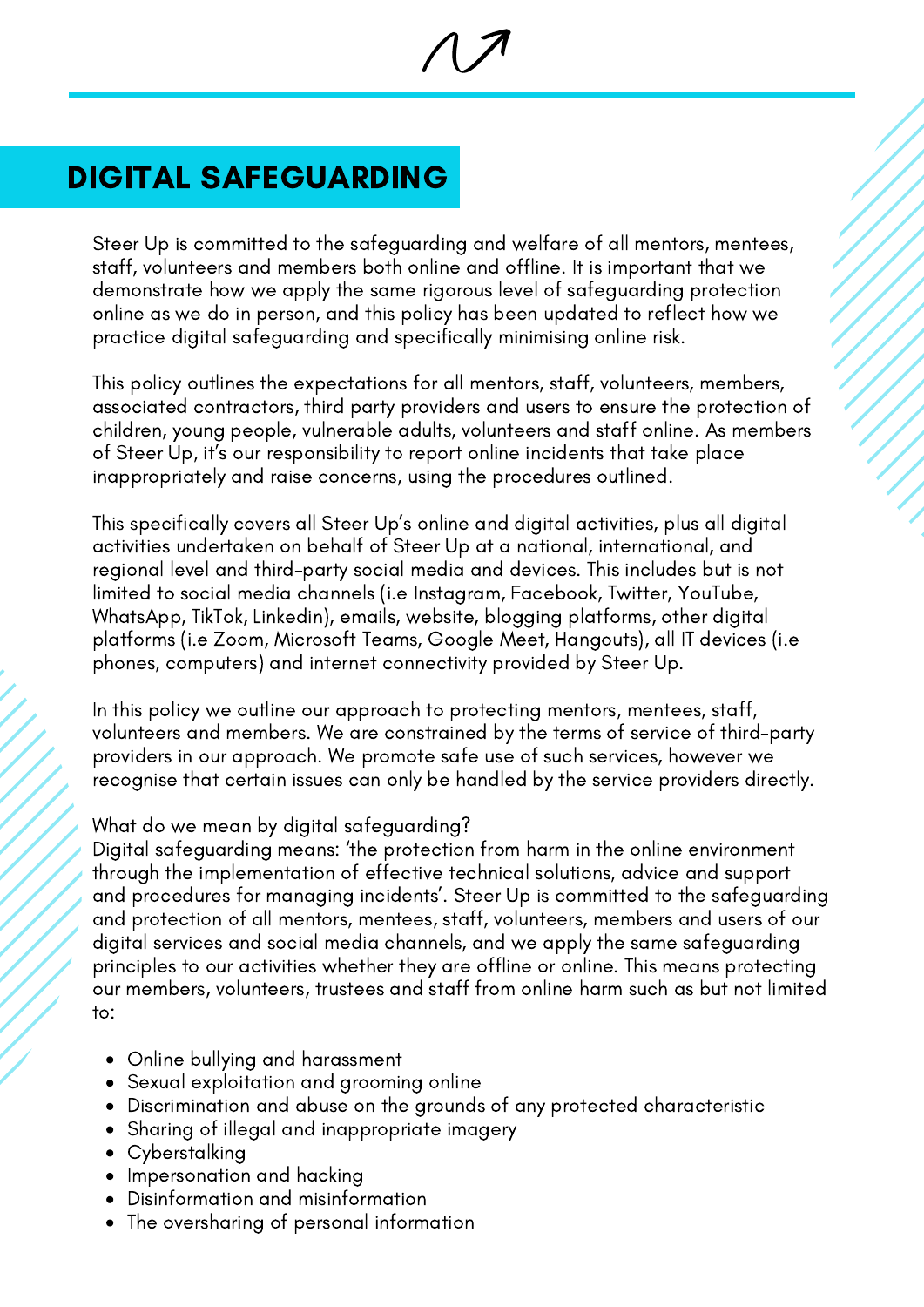# DIGITAL SAFEGUARDING

Steer Up is committed to the safeguarding and welfare of all mentors, mentees, staff, volunteers and members both online and offline. It is important that we demonstrate how we apply the same rigorous level of safeguarding protection online as we do in person, and this policy has been updated to reflect how we practice digital safeguarding and specifically minimising online risk.

This policy outlines the expectations for all mentors, staff, volunteers, members, associated contractors, third party providers and users to ensure the protection of children, young people, vulnerable adults, volunteers and staff online. As members of Steer Up, it's our responsibility to report online incidents that take place inappropriately and raise concerns, using the procedures outlined.

This specifically covers all Steer Up's online and digital activities, plus all digital activities undertaken on behalf of Steer Up at a national, international, and regional level and third-party social media and devices. This includes but is not limited to social media channels (i.e Instagram, Facebook, Twitter, YouTube, WhatsApp, TikTok, Linkedin), emails, website, blogging platforms, other digital platforms (i.e Zoom, Microsoft Teams, Google Meet, Hangouts), all IT devices (i.e phones, computers) and internet connectivity provided by Steer Up.

In this policy we outline our approach to protecting mentors, mentees, staff, volunteers and members. We are constrained by the terms of service of third-party providers in our approach. We promote safe use of such services, however we recognise that certain issues can only be handled by the service providers directly.

What do we mean by digital safeguarding?
Digital safeguarding means: 'the protection from harm in the online environment through the implementation of effective technical solutions, advice and support and procedures for managing incidents'. Steer Up is committed to the safeguarding and protection of all mentors, mentees, staff, volunteers, members and users of our digital services and social media channels, and we apply the same safeguarding principles to our activities whether they are offline or online. This means protecting our members, volunteers, trustees and staff from online harm such as but not limited to:

- Online bullying and harassment
- Sexual exploitation and grooming online
- Discrimination and abuse on the grounds of any protected characteristic
- Sharing of illegal and inappropriate imagery
- Cyberstalking
- Impersonation and hacking
- Disinformation and misinformation
- The oversharing of personal information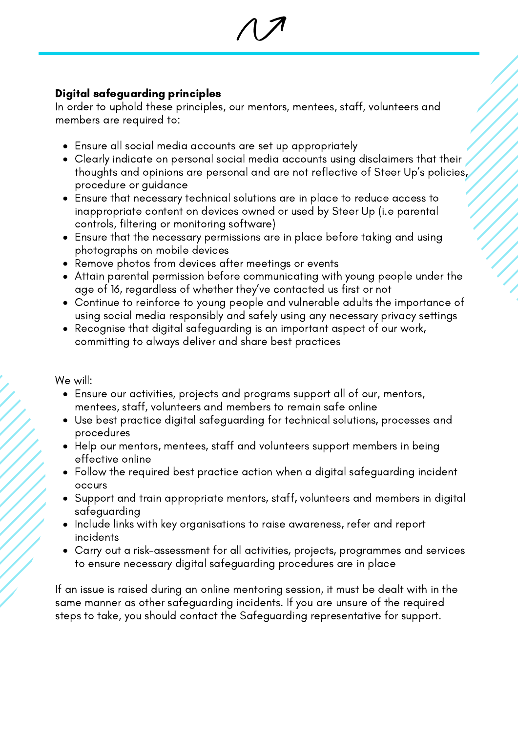**Digital safeguarding principles**

In order to uphold these principles, our mentors, mentees, staff, volunteers and members are required to:

- Ensure all social media accounts are set up appropriately
- Clearly indicate on personal social media accounts using disclaimers that their thoughts and opinions are personal and are not reflective of Steer Up's policies, procedure or guidance
- Ensure that necessary technical solutions are in place to reduce access to inappropriate content on devices owned or used by Steer Up (i.e parental controls, filtering or monitoring software)
- Ensure that the necessary permissions are in place before taking and using photographs on mobile devices
- Remove photos from devices after meetings or events
- Attain parental permission before communicating with young people under the age of 16, regardless of whether they've contacted us first or not
- Continue to reinforce to young people and vulnerable adults the importance of using social media responsibly and safely using any necessary privacy settings
- Recognise that digital safeguarding is an important aspect of our work, committing to always deliver and share best practices

We will:

- Ensure our activities, projects and programs support all of our, mentors, mentees, staff, volunteers and members to remain safe online
- Use best practice digital safeguarding for technical solutions, processes and procedures
- Help our mentors, mentees, staff and volunteers support members in being effective online
- Follow the required best practice action when a digital safeguarding incident occurs
- Support and train appropriate mentors, staff, volunteers and members in digital safeguarding
- Include links with key organisations to raise awareness, refer and report incidents
- Carry out a risk-assessment for all activities, projects, programmes and services to ensure necessary digital safeguarding procedures are in place

If an issue is raised during an online mentoring session, it must be dealt with in the same manner as other safeguarding incidents. If you are unsure of the required steps to take, you should contact the Safeguarding representative for support.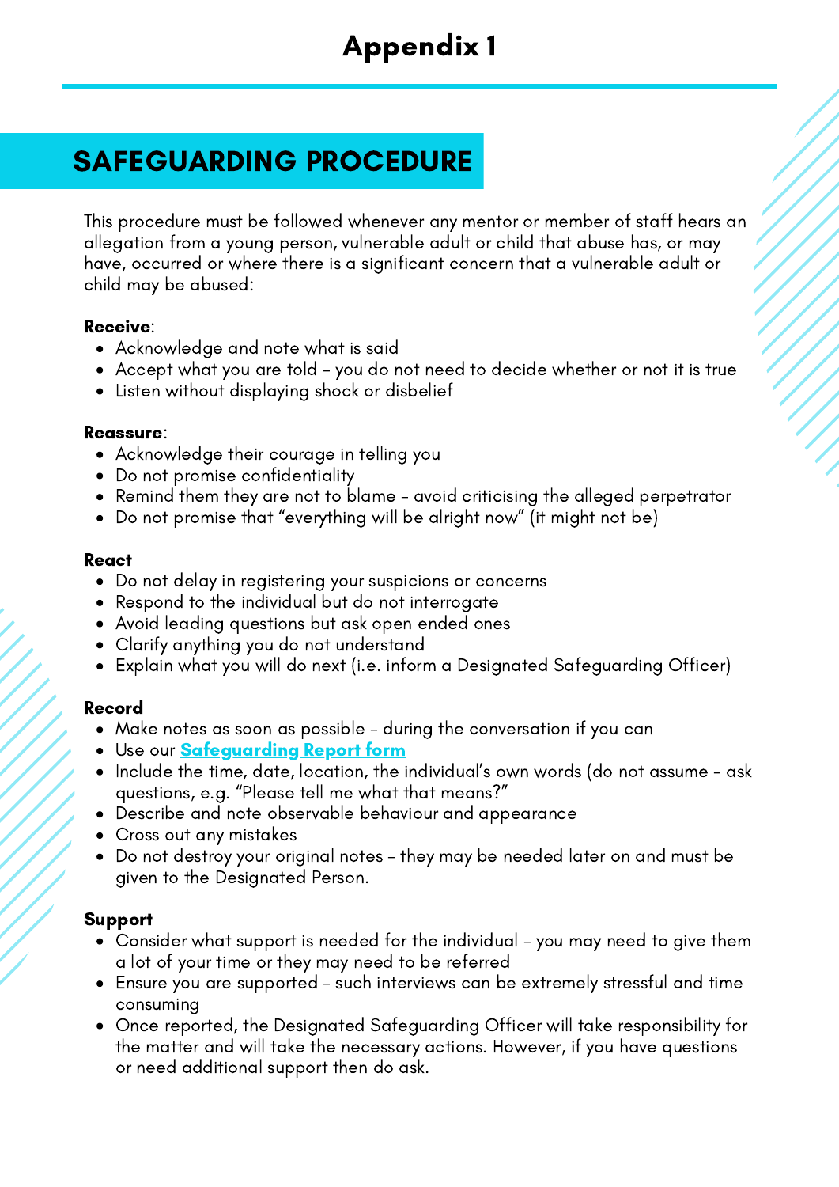# Appendix 1

## SAFEGUARDING PROCEDURE

This procedure must be followed whenever any mentor or member of staff hears an allegation from a young person, vulnerable adult or child that abuse has, or may have, occurred or where there is a significant concern that a vulnerable adult or child may be abused:

**Receive**:

- Acknowledge and note what is said
- Accept what you are told - you do not need to decide whether or not it is true
- Listen without displaying shock or disbelief

**Reassure**:

- Acknowledge their courage in telling you
- Do not promise confidentiality
- Remind them they are not to blame - avoid criticising the alleged perpetrator
- Do not promise that "everything will be alright now" (it might not be)

**React**

- Do not delay in registering your suspicions or concerns
- Respond to the individual but do not interrogate
- Avoid leading questions but ask open ended ones
- Clarify anything you do not understand
- Explain what you will do next (i.e. inform a Designated Safeguarding Officer)

**Record**

- Make notes as soon as possible - during the conversation if you can
- Use our **Safeguarding Report form**
- Include the time, date, location, the individual's own words (do not assume - ask questions, e.g. "Please tell me what that means?"
- Describe and note observable behaviour and appearance
- Cross out any mistakes
- Do not destroy your original notes - they may be needed later on and must be given to the Designated Person.

**Support**

- Consider what support is needed for the individual - you may need to give them a lot of your time or they may need to be referred
- Ensure you are supported - such interviews can be extremely stressful and time consuming
- Once reported, the Designated Safeguarding Officer will take responsibility for the matter and will take the necessary actions. However, if you have questions or need additional support then do ask.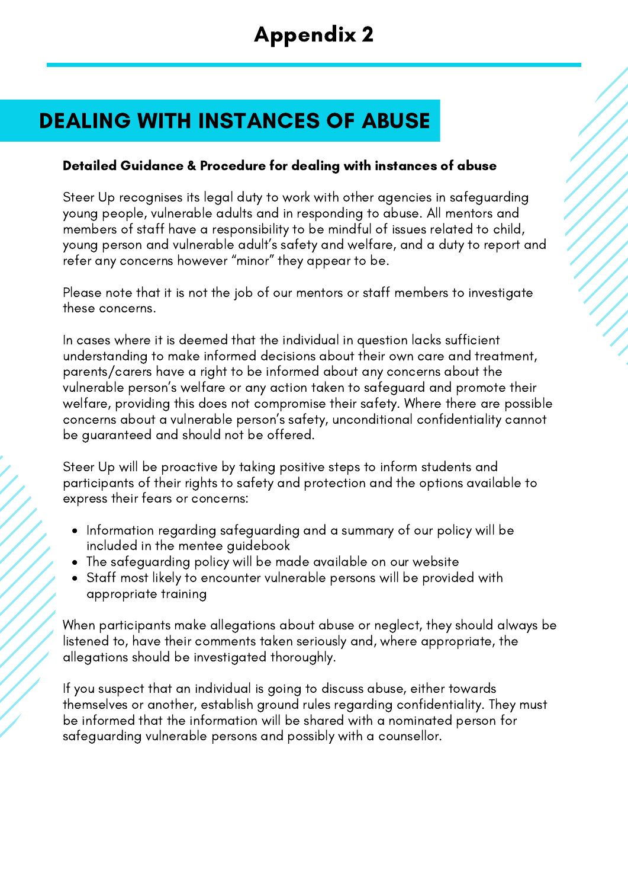# Appendix 2

## DEALING WITH INSTANCES OF ABUSE

**Detailed Guidance & Procedure for dealing with instances of abuse**

Steer Up recognises its legal duty to work with other agencies in safeguarding young people, vulnerable adults and in responding to abuse. All mentors and members of staff have a responsibility to be mindful of issues related to child, young person and vulnerable adult's safety and welfare, and a duty to report and refer any concerns however "minor" they appear to be.

Please note that it is not the job of our mentors or staff members to investigate these concerns.

In cases where it is deemed that the individual in question lacks sufficient understanding to make informed decisions about their own care and treatment, parents/carers have a right to be informed about any concerns about the vulnerable person's welfare or any action taken to safeguard and promote their welfare, providing this does not compromise their safety. Where there are possible concerns about a vulnerable person's safety, unconditional confidentiality cannot be guaranteed and should not be offered.

Steer Up will be proactive by taking positive steps to inform students and participants of their rights to safety and protection and the options available to express their fears or concerns:

- Information regarding safeguarding and a summary of our policy will be included in the mentee guidebook
- The safeguarding policy will be made available on our website
- Staff most likely to encounter vulnerable persons will be provided with appropriate training

When participants make allegations about abuse or neglect, they should always be listened to, have their comments taken seriously and, where appropriate, the allegations should be investigated thoroughly.

If you suspect that an individual is going to discuss abuse, either towards themselves or another, establish ground rules regarding confidentiality. They must be informed that the information will be shared with a nominated person for safeguarding vulnerable persons and possibly with a counsellor.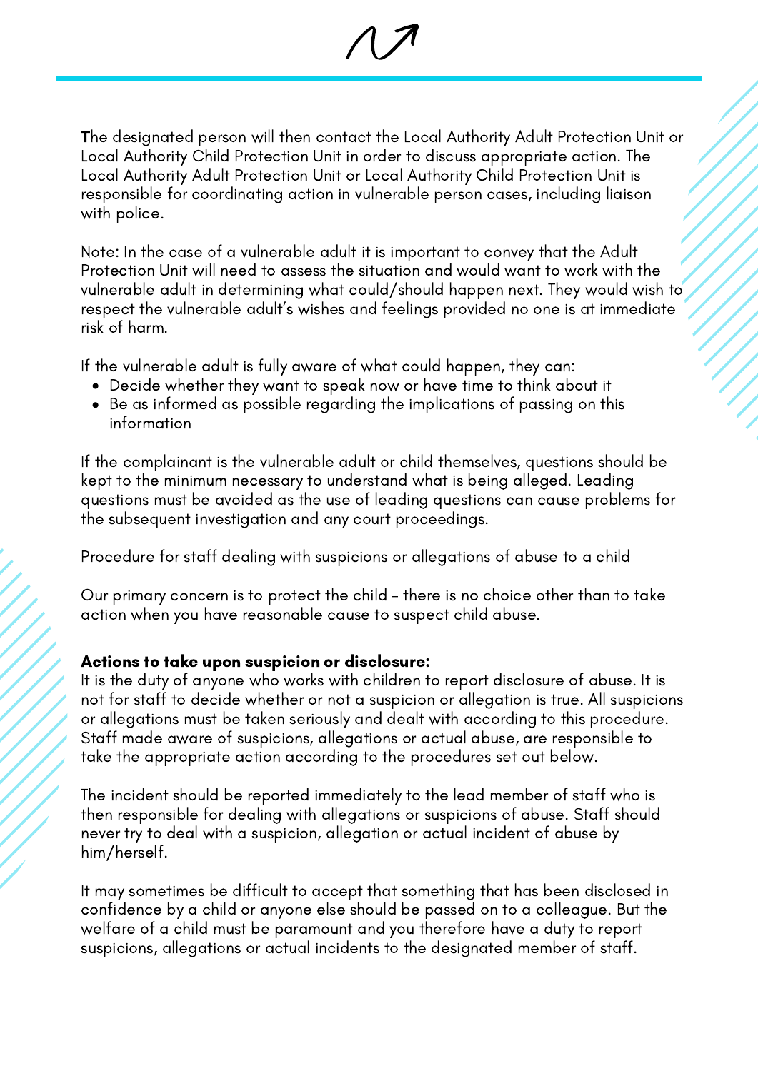The designated person will then contact the Local Authority Adult Protection Unit or Local Authority Child Protection Unit in order to discuss appropriate action. The Local Authority Adult Protection Unit or Local Authority Child Protection Unit is responsible for coordinating action in vulnerable person cases, including liaison with police.

Note: In the case of a vulnerable adult it is important to convey that the Adult Protection Unit will need to assess the situation and would want to work with the vulnerable adult in determining what could/should happen next. They would wish to respect the vulnerable adult's wishes and feelings provided no one is at immediate risk of harm.

If the vulnerable adult is fully aware of what could happen, they can:

- Decide whether they want to speak now or have time to think about it
- Be as informed as possible regarding the implications of passing on this information

If the complainant is the vulnerable adult or child themselves, questions should be kept to the minimum necessary to understand what is being alleged. Leading questions must be avoided as the use of leading questions can cause problems for the subsequent investigation and any court proceedings.

Procedure for staff dealing with suspicions or allegations of abuse to a child

Our primary concern is to protect the child - there is no choice other than to take action when you have reasonable cause to suspect child abuse.

**Actions to take upon suspicion or disclosure:**
It is the duty of anyone who works with children to report disclosure of abuse. It is not for staff to decide whether or not a suspicion or allegation is true. All suspicions or allegations must be taken seriously and dealt with according to this procedure. Staff made aware of suspicions, allegations or actual abuse, are responsible to take the appropriate action according to the procedures set out below.

The incident should be reported immediately to the lead member of staff who is then responsible for dealing with allegations or suspicions of abuse. Staff should never try to deal with a suspicion, allegation or actual incident of abuse by him/herself.

It may sometimes be difficult to accept that something that has been disclosed in confidence by a child or anyone else should be passed on to a colleague. But the welfare of a child must be paramount and you therefore have a duty to report suspicions, allegations or actual incidents to the designated member of staff.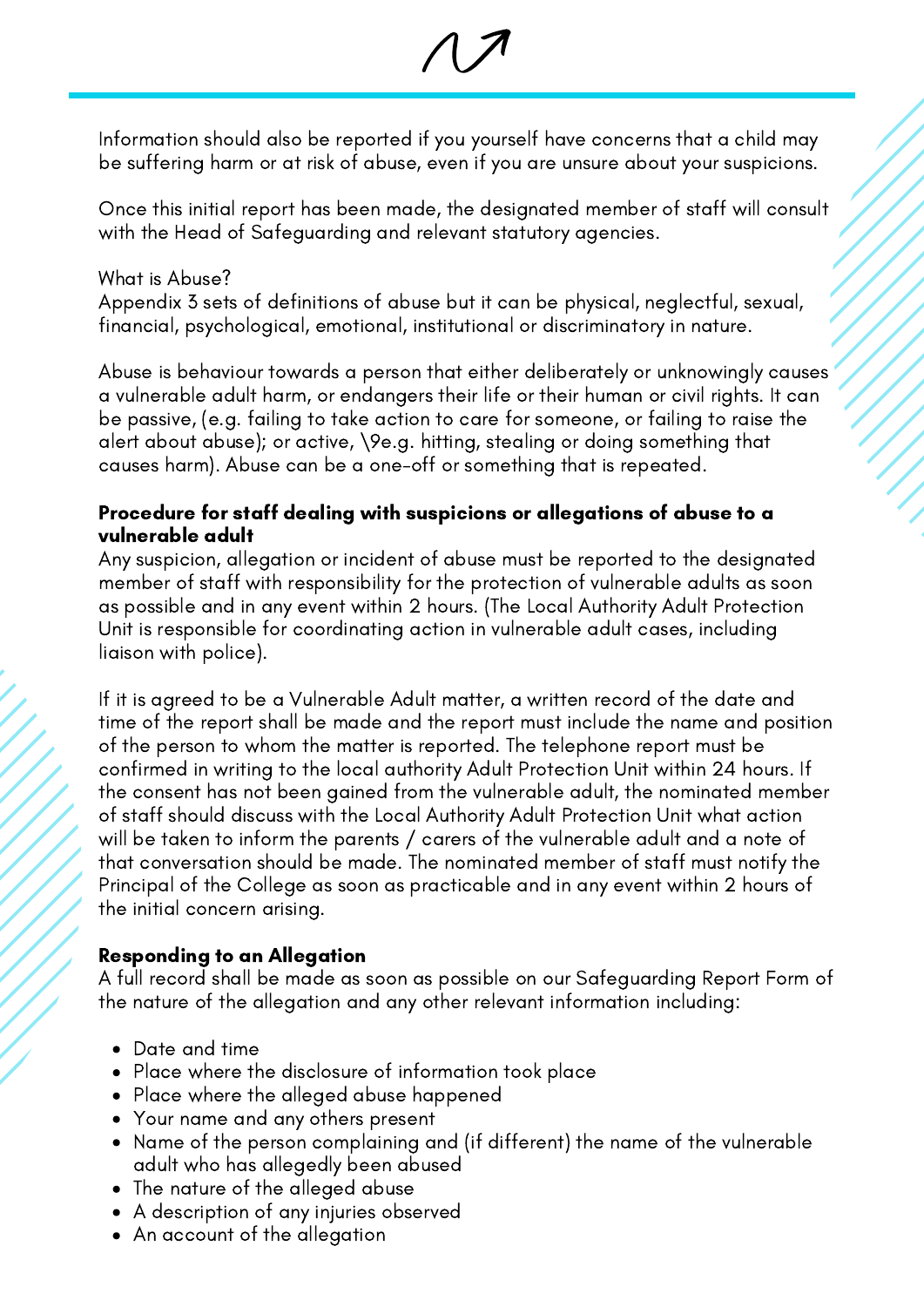Information should also be reported if you yourself have concerns that a child may be suffering harm or at risk of abuse, even if you are unsure about your suspicions.

Once this initial report has been made, the designated member of staff will consult with the Head of Safeguarding and relevant statutory agencies.

What is Abuse?
Appendix 3 sets of definitions of abuse but it can be physical, neglectful, sexual, financial, psychological, emotional, institutional or discriminatory in nature.

Abuse is behaviour towards a person that either deliberately or unknowingly causes a vulnerable adult harm, or endangers their life or their human or civil rights. It can be passive, (e.g. failing to take action to care for someone, or failing to raise the alert about abuse); or active, \9e.g. hitting, stealing or doing something that causes harm). Abuse can be a one-off or something that is repeated.

**Procedure for staff dealing with suspicions or allegations of abuse to a vulnerable adult**
Any suspicion, allegation or incident of abuse must be reported to the designated member of staff with responsibility for the protection of vulnerable adults as soon as possible and in any event within 2 hours. (The Local Authority Adult Protection Unit is responsible for coordinating action in vulnerable adult cases, including liaison with police).

If it is agreed to be a Vulnerable Adult matter, a written record of the date and time of the report shall be made and the report must include the name and position of the person to whom the matter is reported. The telephone report must be confirmed in writing to the local authority Adult Protection Unit within 24 hours. If the consent has not been gained from the vulnerable adult, the nominated member of staff should discuss with the Local Authority Adult Protection Unit what action will be taken to inform the parents / carers of the vulnerable adult and a note of that conversation should be made. The nominated member of staff must notify the Principal of the College as soon as practicable and in any event within 2 hours of the initial concern arising.

**Responding to an Allegation**
A full record shall be made as soon as possible on our Safeguarding Report Form of the nature of the allegation and any other relevant information including:

- Date and time
- Place where the disclosure of information took place
- Place where the alleged abuse happened
- Your name and any others present
- Name of the person complaining and (if different) the name of the vulnerable adult who has allegedly been abused
- The nature of the alleged abuse
- A description of any injuries observed
- An account of the allegation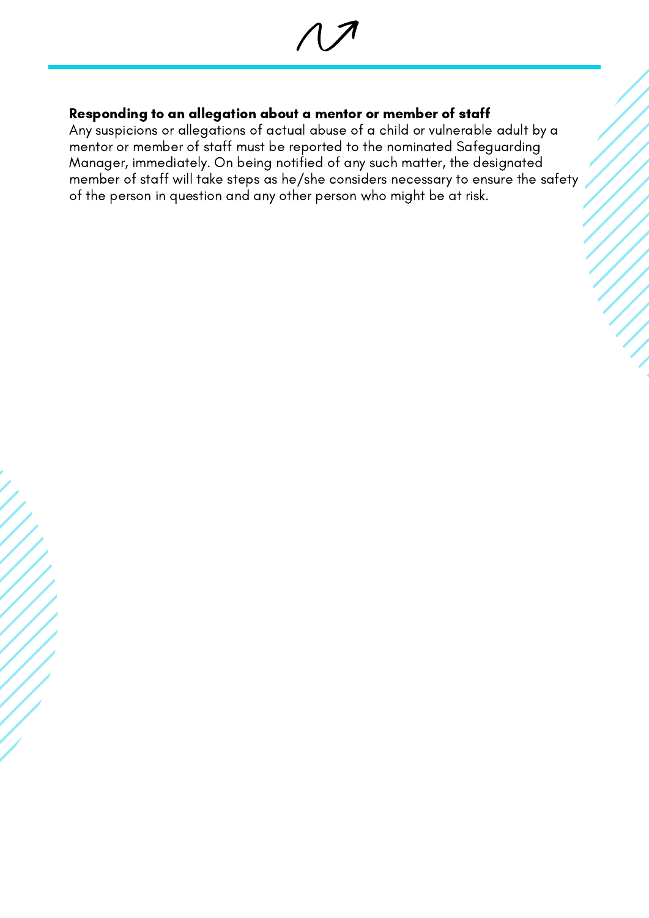**Responding to an allegation about a mentor or member of staff**

Any suspicions or allegations of actual abuse of a child or vulnerable adult by a mentor or member of staff must be reported to the nominated Safeguarding Manager, immediately. On being notified of any such matter, the designated member of staff will take steps as he/she considers necessary to ensure the safety of the person in question and any other person who might be at risk.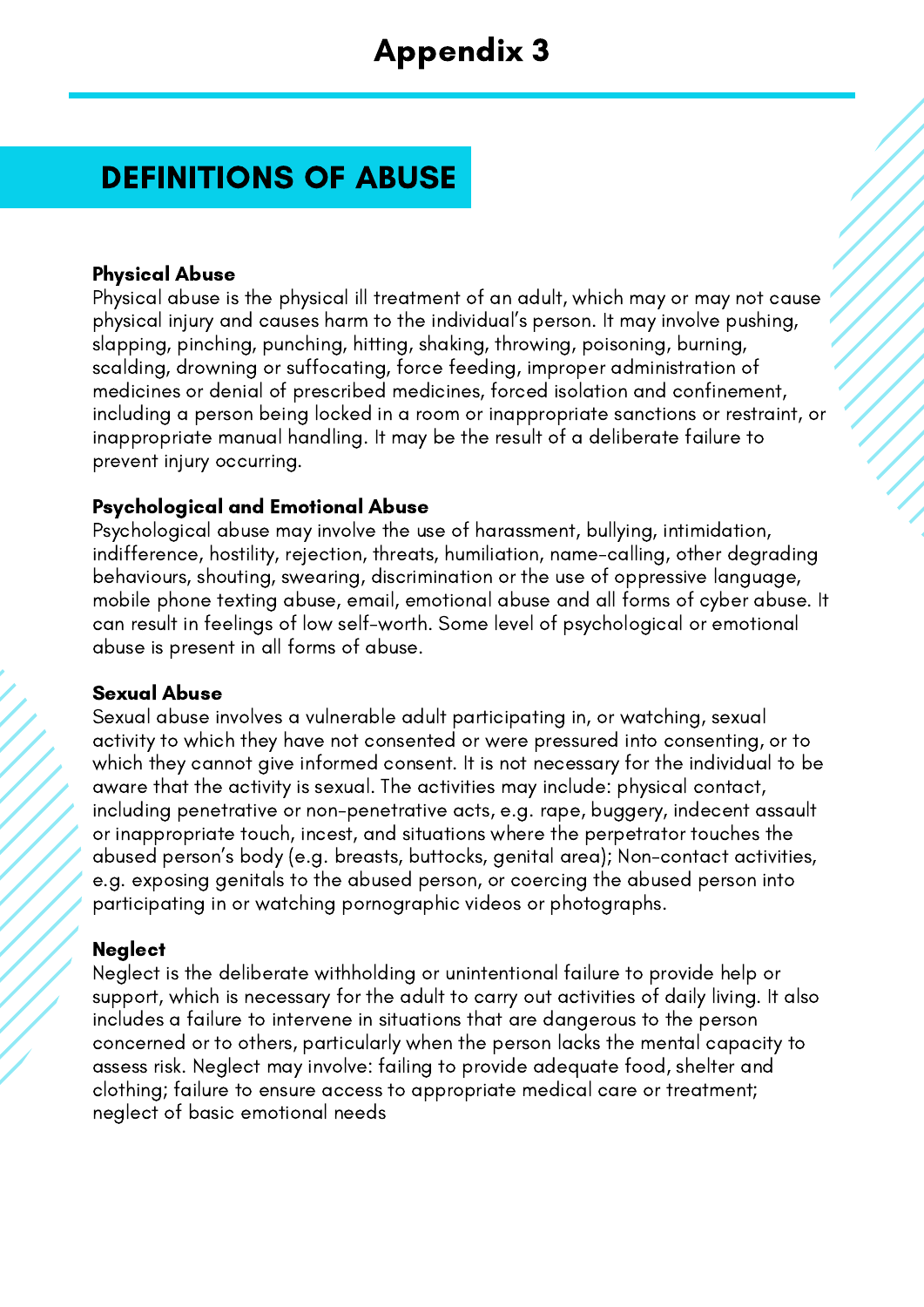# Appendix 3

## DEFINITIONS OF ABUSE

### Physical Abuse

Physical abuse is the physical ill treatment of an adult, which may or may not cause physical injury and causes harm to the individual's person. It may involve pushing, slapping, pinching, punching, hitting, shaking, throwing, poisoning, burning, scalding, drowning or suffocating, force feeding, improper administration of medicines or denial of prescribed medicines, forced isolation and confinement, including a person being locked in a room or inappropriate sanctions or restraint, or inappropriate manual handling. It may be the result of a deliberate failure to prevent injury occurring.

### Psychological and Emotional Abuse

Psychological abuse may involve the use of harassment, bullying, intimidation, indifference, hostility, rejection, threats, humiliation, name-calling, other degrading behaviours, shouting, swearing, discrimination or the use of oppressive language, mobile phone texting abuse, email, emotional abuse and all forms of cyber abuse. It can result in feelings of low self-worth. Some level of psychological or emotional abuse is present in all forms of abuse.

### Sexual Abuse

Sexual abuse involves a vulnerable adult participating in, or watching, sexual activity to which they have not consented or were pressured into consenting, or to which they cannot give informed consent. It is not necessary for the individual to be aware that the activity is sexual. The activities may include: physical contact, including penetrative or non-penetrative acts, e.g. rape, buggery, indecent assault or inappropriate touch, incest, and situations where the perpetrator touches the abused person's body (e.g. breasts, buttocks, genital area); Non-contact activities, e.g. exposing genitals to the abused person, or coercing the abused person into participating in or watching pornographic videos or photographs.

### Neglect

Neglect is the deliberate withholding or unintentional failure to provide help or support, which is necessary for the adult to carry out activities of daily living. It also includes a failure to intervene in situations that are dangerous to the person concerned or to others, particularly when the person lacks the mental capacity to assess risk. Neglect may involve: failing to provide adequate food, shelter and clothing; failure to ensure access to appropriate medical care or treatment; neglect of basic emotional needs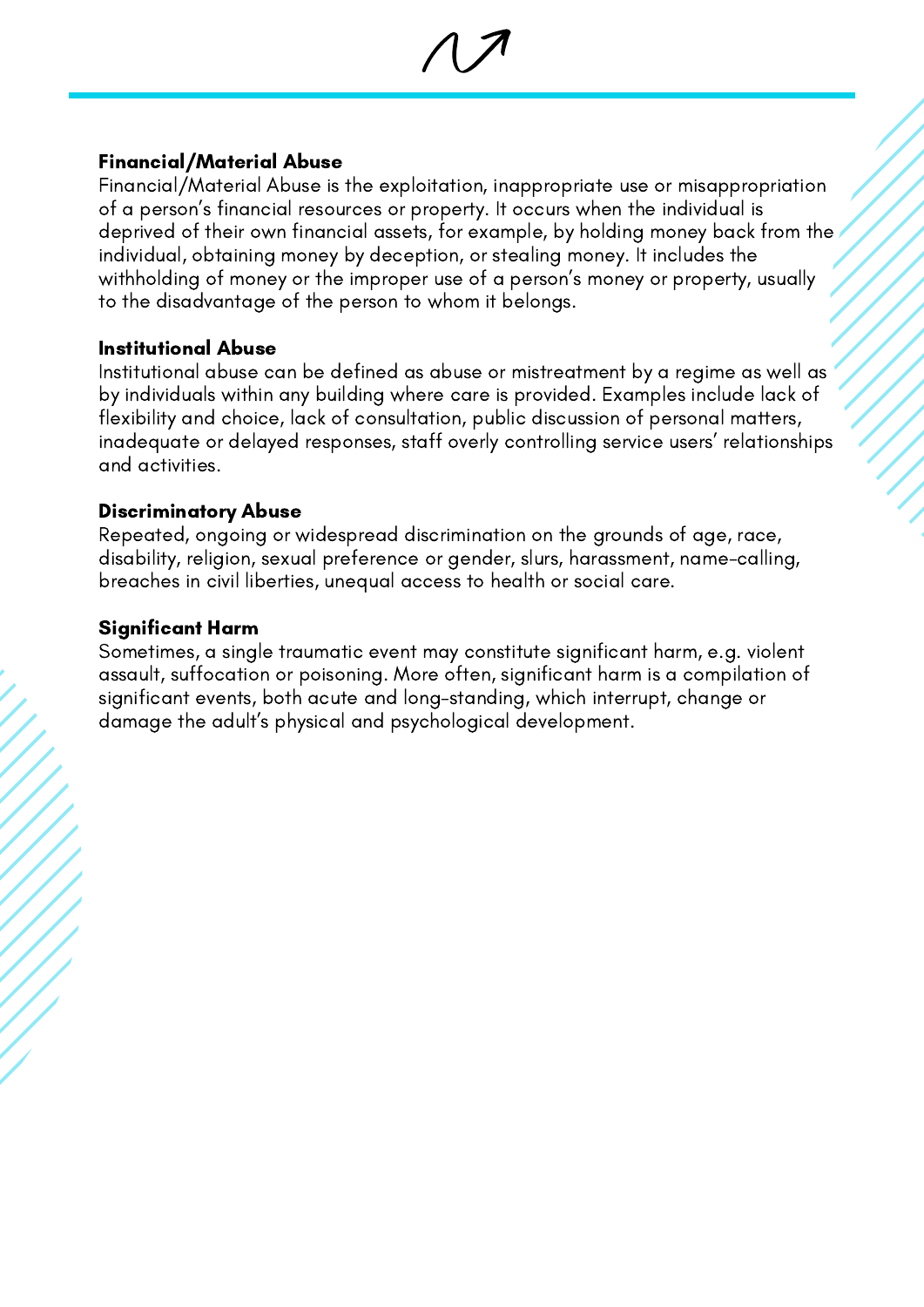**Financial/Material Abuse**

Financial/Material Abuse is the exploitation, inappropriate use or misappropriation of a person's financial resources or property. It occurs when the individual is deprived of their own financial assets, for example, by holding money back from the individual, obtaining money by deception, or stealing money. It includes the withholding of money or the improper use of a person's money or property, usually to the disadvantage of the person to whom it belongs.

**Institutional Abuse**

Institutional abuse can be defined as abuse or mistreatment by a regime as well as by individuals within any building where care is provided. Examples include lack of flexibility and choice, lack of consultation, public discussion of personal matters, inadequate or delayed responses, staff overly controlling service users' relationships and activities.

**Discriminatory Abuse**

Repeated, ongoing or widespread discrimination on the grounds of age, race, disability, religion, sexual preference or gender, slurs, harassment, name-calling, breaches in civil liberties, unequal access to health or social care.

**Significant Harm**

Sometimes, a single traumatic event may constitute significant harm, e.g. violent assault, suffocation or poisoning. More often, significant harm is a compilation of significant events, both acute and long-standing, which interrupt, change or damage the adult's physical and psychological development.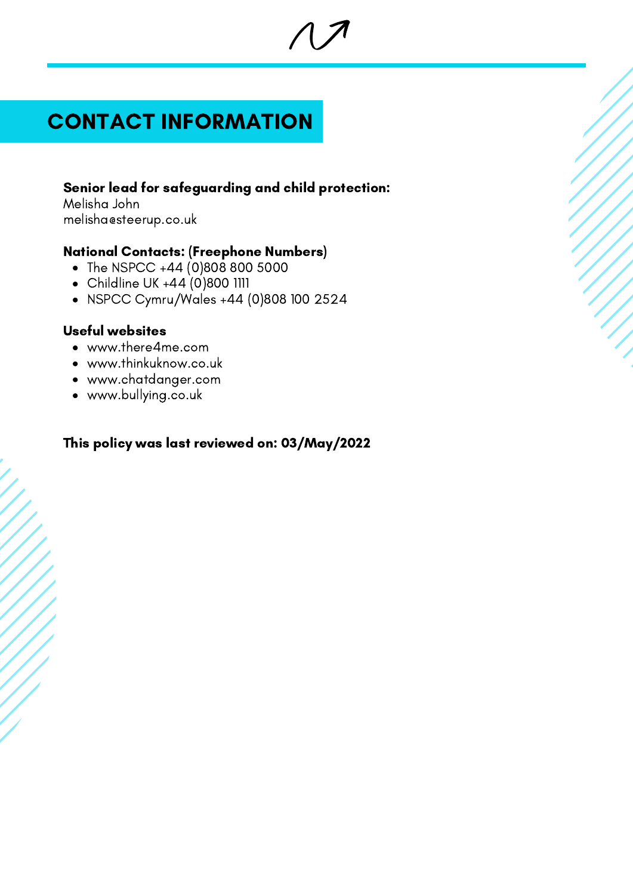# CONTACT INFORMATION

**Senior lead for safeguarding and child protection:**
Melisha John
melisha@steerup.co.uk

**National Contacts: (Freephone Numbers)**

- The NSPCC +44 (0)808 800 5000
- Childline UK +44 (0)800 1111
- NSPCC Cymru/Wales +44 (0)808 100 2524

**Useful websites**

- www.there4me.com
- www.thinkuknow.co.uk
- www.chatdanger.com
- www.bullying.co.uk

**This policy was last reviewed on: 03/May/2022**